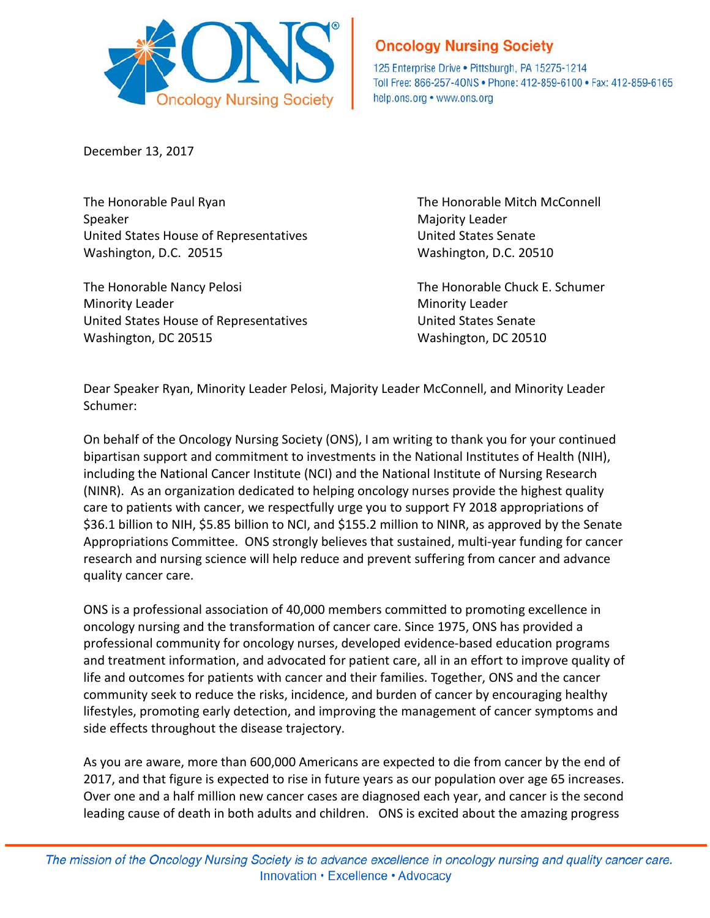**Oncology Nursing Society**

125 Enterprise Drive • Pittsburgh, PA 15275-1214
Toll Free: 866-257-4ONS • Phone: 412-859-6100 • Fax: 412-859-6165
help.ons.org • www.ons.org

December 13, 2017

The Honorable Paul Ryan
Speaker
United States House of Representatives
Washington, D.C. 20515

The Honorable Mitch McConnell
Majority Leader
United States Senate
Washington, D.C. 20510

The Honorable Nancy Pelosi
Minority Leader
United States House of Representatives
Washington, DC 20515

The Honorable Chuck E. Schumer
Minority Leader
United States Senate
Washington, DC 20510

Dear Speaker Ryan, Minority Leader Pelosi, Majority Leader McConnell, and Minority Leader Schumer:

On behalf of the Oncology Nursing Society (ONS), I am writing to thank you for your continued bipartisan support and commitment to investments in the National Institutes of Health (NIH), including the National Cancer Institute (NCI) and the National Institute of Nursing Research (NINR). As an organization dedicated to helping oncology nurses provide the highest quality care to patients with cancer, we respectfully urge you to support FY 2018 appropriations of $36.1 billion to NIH, $5.85 billion to NCI, and $155.2 million to NINR, as approved by the Senate Appropriations Committee. ONS strongly believes that sustained, multi-year funding for cancer research and nursing science will help reduce and prevent suffering from cancer and advance quality cancer care.

ONS is a professional association of 40,000 members committed to promoting excellence in oncology nursing and the transformation of cancer care. Since 1975, ONS has provided a professional community for oncology nurses, developed evidence-based education programs and treatment information, and advocated for patient care, all in an effort to improve quality of life and outcomes for patients with cancer and their families. Together, ONS and the cancer community seek to reduce the risks, incidence, and burden of cancer by encouraging healthy lifestyles, promoting early detection, and improving the management of cancer symptoms and side effects throughout the disease trajectory.

As you are aware, more than 600,000 Americans are expected to die from cancer by the end of 2017, and that figure is expected to rise in future years as our population over age 65 increases. Over one and a half million new cancer cases are diagnosed each year, and cancer is the second leading cause of death in both adults and children. ONS is excited about the amazing progress

*The mission of the Oncology Nursing Society is to advance excellence in oncology nursing and quality cancer care.*
Innovation • Excellence • Advocacy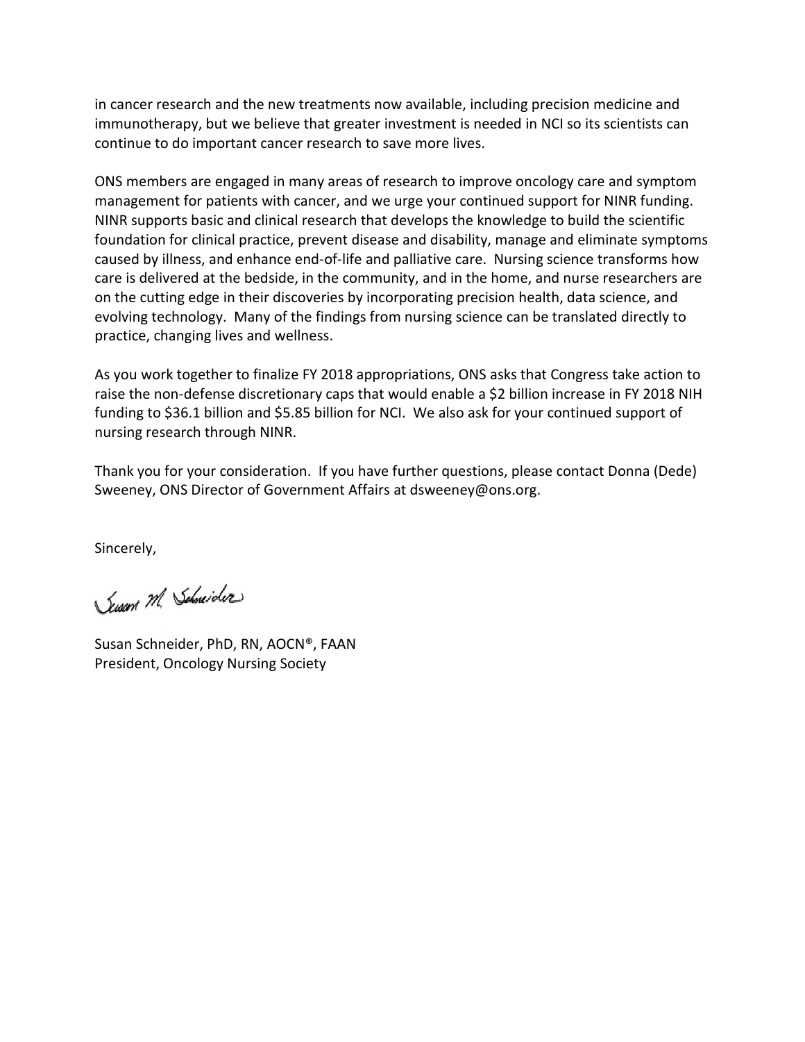in cancer research and the new treatments now available, including precision medicine and immunotherapy, but we believe that greater investment is needed in NCI so its scientists can continue to do important cancer research to save more lives.

ONS members are engaged in many areas of research to improve oncology care and symptom management for patients with cancer, and we urge your continued support for NINR funding. NINR supports basic and clinical research that develops the knowledge to build the scientific foundation for clinical practice, prevent disease and disability, manage and eliminate symptoms caused by illness, and enhance end-of-life and palliative care. Nursing science transforms how care is delivered at the bedside, in the community, and in the home, and nurse researchers are on the cutting edge in their discoveries by incorporating precision health, data science, and evolving technology. Many of the findings from nursing science can be translated directly to practice, changing lives and wellness.

As you work together to finalize FY 2018 appropriations, ONS asks that Congress take action to raise the non-defense discretionary caps that would enable a $2 billion increase in FY 2018 NIH funding to $36.1 billion and $5.85 billion for NCI. We also ask for your continued support of nursing research through NINR.

Thank you for your consideration. If you have further questions, please contact Donna (Dede) Sweeney, ONS Director of Government Affairs at dsweeney@ons.org.

Sincerely,

Susan M. Schneider

Susan Schneider, PhD, RN, AOCN®, FAAN
President, Oncology Nursing Society